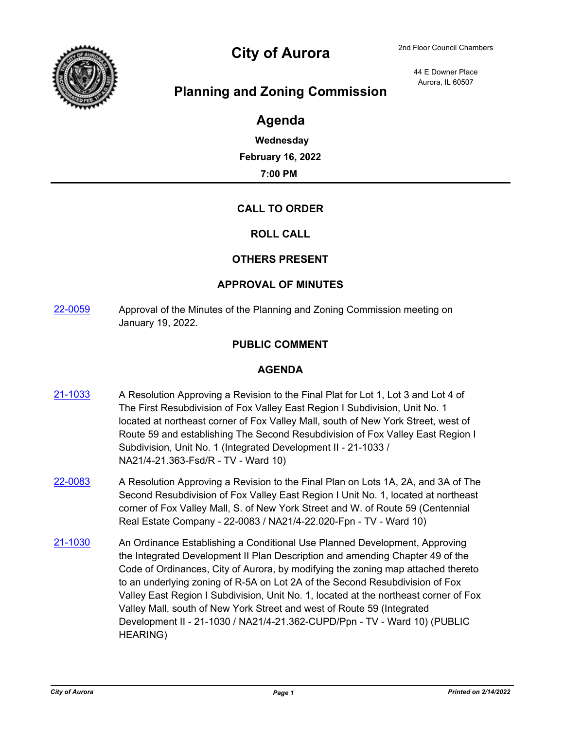# City of Aurora

2nd Floor Council Chambers

44 E Downer Place
Aurora, IL 60507

## Planning and Zoning Commission

## Agenda

**Wednesday**

**February 16, 2022**

**7:00 PM**

---

### CALL TO ORDER

### ROLL CALL

### OTHERS PRESENT

### APPROVAL OF MINUTES

22-0059 Approval of the Minutes of the Planning and Zoning Commission meeting on January 19, 2022.

### PUBLIC COMMENT

### AGENDA

21-1033 A Resolution Approving a Revision to the Final Plat for Lot 1, Lot 3 and Lot 4 of The First Resubdivision of Fox Valley East Region I Subdivision, Unit No. 1 located at northeast corner of Fox Valley Mall, south of New York Street, west of Route 59 and establishing The Second Resubdivision of Fox Valley East Region I Subdivision, Unit No. 1 (Integrated Development II - 21-1033 / NA21/4-21.363-Fsd/R - TV - Ward 10)

22-0083 A Resolution Approving a Revision to the Final Plan on Lots 1A, 2A, and 3A of The Second Resubdivision of Fox Valley East Region I Unit No. 1, located at northeast corner of Fox Valley Mall, S. of New York Street and W. of Route 59 (Centennial Real Estate Company - 22-0083 / NA21/4-22.020-Fpn - TV - Ward 10)

21-1030 An Ordinance Establishing a Conditional Use Planned Development, Approving the Integrated Development II Plan Description and amending Chapter 49 of the Code of Ordinances, City of Aurora, by modifying the zoning map attached thereto to an underlying zoning of R-5A on Lot 2A of the Second Resubdivision of Fox Valley East Region I Subdivision, Unit No. 1, located at the northeast corner of Fox Valley Mall, south of New York Street and west of Route 59 (Integrated Development II - 21-1030 / NA21/4-21.362-CUPD/Ppn - TV - Ward 10) (PUBLIC HEARING)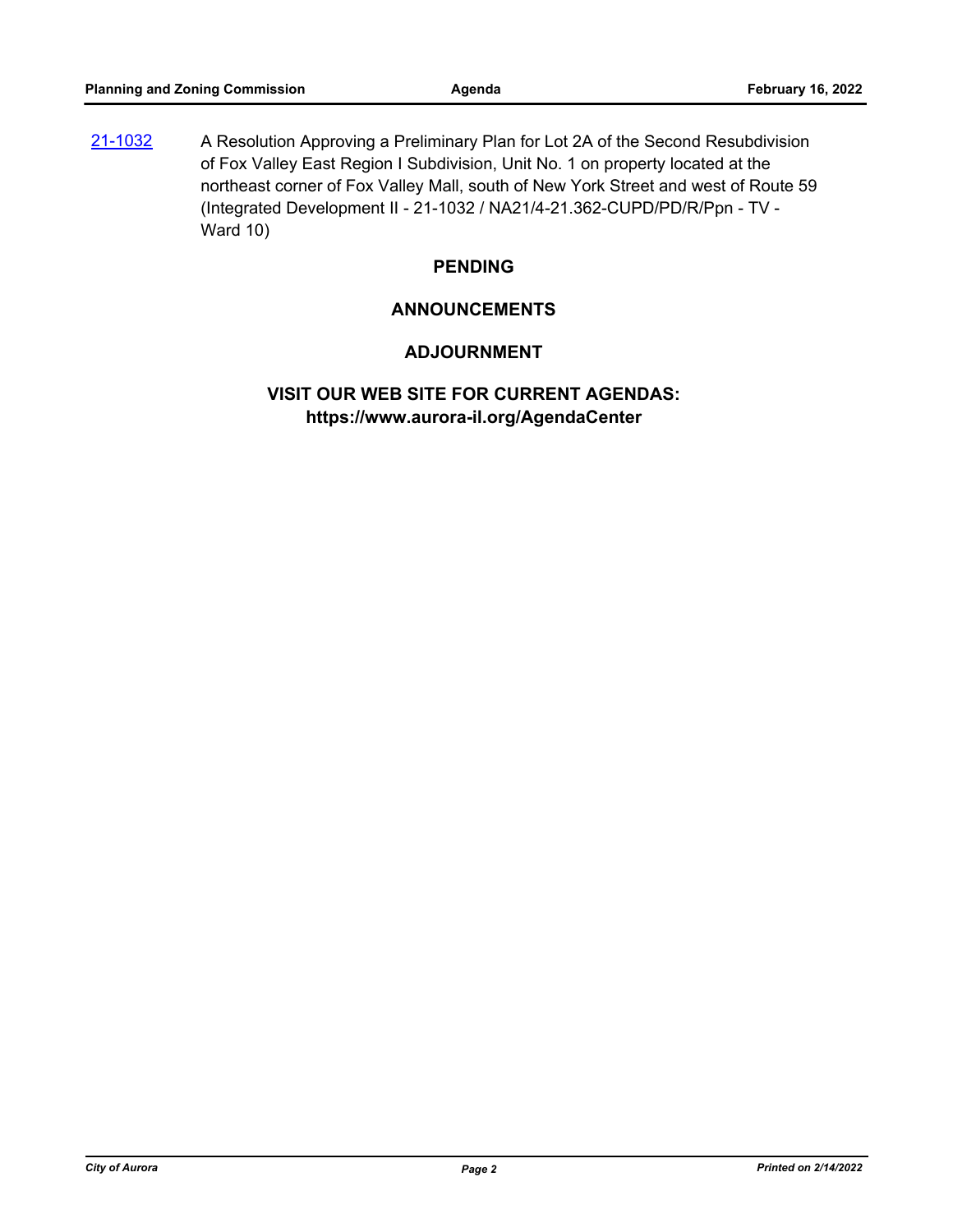21-1032 A Resolution Approving a Preliminary Plan for Lot 2A of the Second Resubdivision of Fox Valley East Region I Subdivision, Unit No. 1 on property located at the northeast corner of Fox Valley Mall, south of New York Street and west of Route 59 (Integrated Development II - 21-1032 / NA21/4-21.362-CUPD/PD/R/Ppn - TV - Ward 10)

## PENDING

## ANNOUNCEMENTS

## ADJOURNMENT

## VISIT OUR WEB SITE FOR CURRENT AGENDAS: https://www.aurora-il.org/AgendaCenter